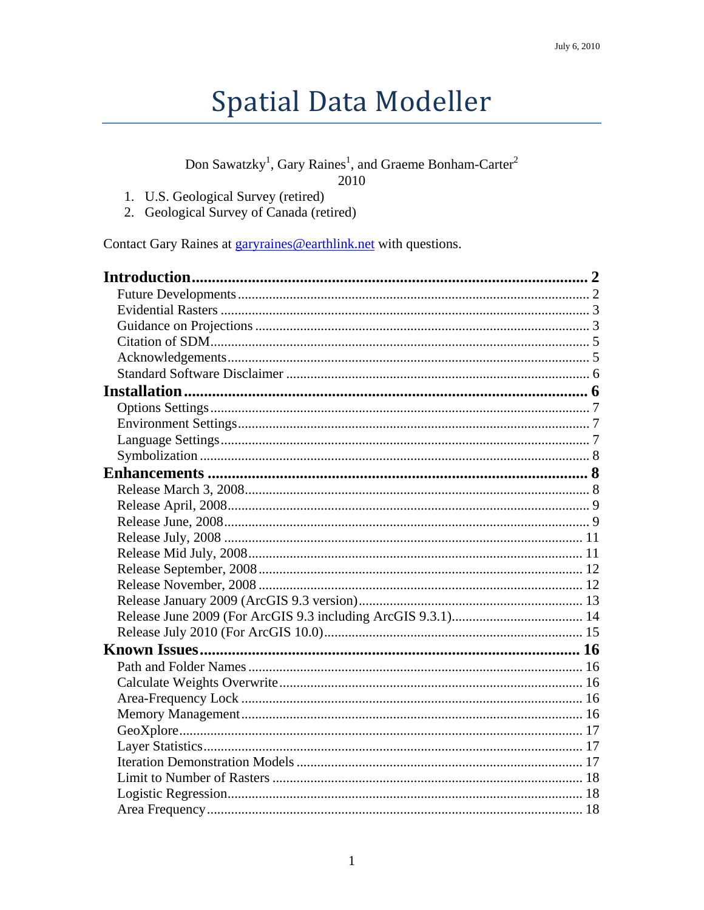July 6, 2010

# Spatial Data Modeller

Don Sawatzky[1], Gary Raines[1], and Graeme Bonham-Carter[2]
2010

1. U.S. Geological Survey (retired)
2. Geological Survey of Canada (retired)

Contact Gary Raines at garyraines@earthlink.net with questions.

**Introduction** ..... 2
- Future Developments ..... 2
- Evidential Rasters ..... 3
- Guidance on Projections ..... 3
- Citation of SDM ..... 5
- Acknowledgements ..... 5
- Standard Software Disclaimer ..... 6

**Installation** ..... 6
- Options Settings ..... 7
- Environment Settings ..... 7
- Language Settings ..... 7
- Symbolization ..... 8

**Enhancements** ..... 8
- Release March 3, 2008 ..... 8
- Release April, 2008 ..... 9
- Release June, 2008 ..... 9
- Release July, 2008 ..... 11
- Release Mid July, 2008 ..... 11
- Release September, 2008 ..... 12
- Release November, 2008 ..... 12
- Release January 2009 (ArcGIS 9.3 version) ..... 13
- Release June 2009 (For ArcGIS 9.3 including ArcGIS 9.3.1) ..... 14
- Release July 2010 (For ArcGIS 10.0) ..... 15

**Known Issues** ..... 16
- Path and Folder Names ..... 16
- Calculate Weights Overwrite ..... 16
- Area-Frequency Lock ..... 16
- Memory Management ..... 16
- GeoXplore ..... 17
- Layer Statistics ..... 17
- Iteration Demonstration Models ..... 17
- Limit to Number of Rasters ..... 18
- Logistic Regression ..... 18
- Area Frequency ..... 18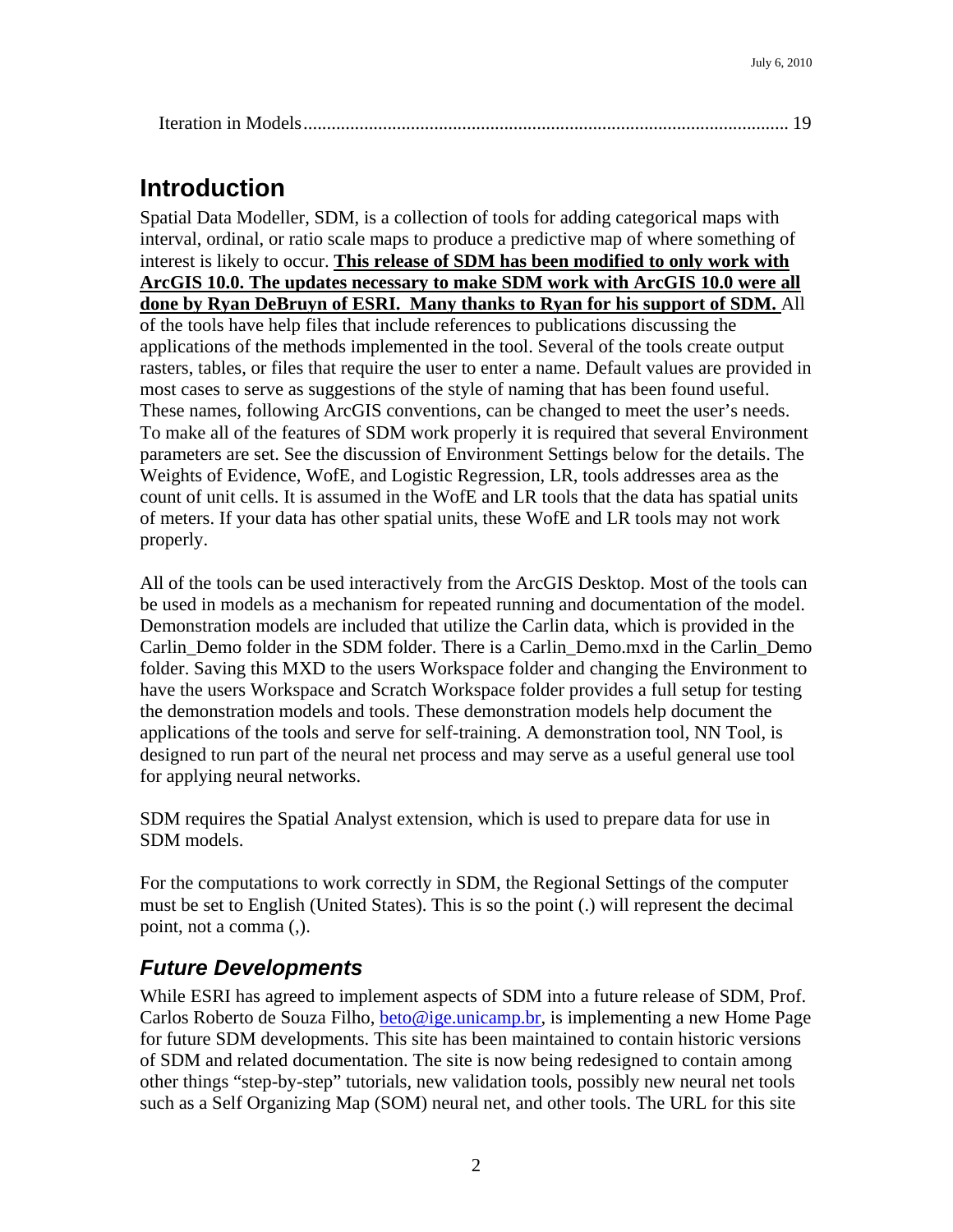Iteration in Models........................................................................................................ 19

# Introduction

Spatial Data Modeller, SDM, is a collection of tools for adding categorical maps with interval, ordinal, or ratio scale maps to produce a predictive map of where something of interest is likely to occur. **This release of SDM has been modified to only work with ArcGIS 10.0. The updates necessary to make SDM work with ArcGIS 10.0 were all done by Ryan DeBruyn of ESRI. Many thanks to Ryan for his support of SDM.** All of the tools have help files that include references to publications discussing the applications of the methods implemented in the tool. Several of the tools create output rasters, tables, or files that require the user to enter a name. Default values are provided in most cases to serve as suggestions of the style of naming that has been found useful. These names, following ArcGIS conventions, can be changed to meet the user's needs. To make all of the features of SDM work properly it is required that several Environment parameters are set. See the discussion of Environment Settings below for the details. The Weights of Evidence, WofE, and Logistic Regression, LR, tools addresses area as the count of unit cells. It is assumed in the WofE and LR tools that the data has spatial units of meters. If your data has other spatial units, these WofE and LR tools may not work properly.

All of the tools can be used interactively from the ArcGIS Desktop. Most of the tools can be used in models as a mechanism for repeated running and documentation of the model. Demonstration models are included that utilize the Carlin data, which is provided in the Carlin_Demo folder in the SDM folder. There is a Carlin_Demo.mxd in the Carlin_Demo folder. Saving this MXD to the users Workspace folder and changing the Environment to have the users Workspace and Scratch Workspace folder provides a full setup for testing the demonstration models and tools. These demonstration models help document the applications of the tools and serve for self-training. A demonstration tool, NN Tool, is designed to run part of the neural net process and may serve as a useful general use tool for applying neural networks.

SDM requires the Spatial Analyst extension, which is used to prepare data for use in SDM models.

For the computations to work correctly in SDM, the Regional Settings of the computer must be set to English (United States). This is so the point (.) will represent the decimal point, not a comma (,).

## *Future Developments*

While ESRI has agreed to implement aspects of SDM into a future release of SDM, Prof. Carlos Roberto de Souza Filho, beto@ige.unicamp.br, is implementing a new Home Page for future SDM developments. This site has been maintained to contain historic versions of SDM and related documentation. The site is now being redesigned to contain among other things "step-by-step" tutorials, new validation tools, possibly new neural net tools such as a Self Organizing Map (SOM) neural net, and other tools. The URL for this site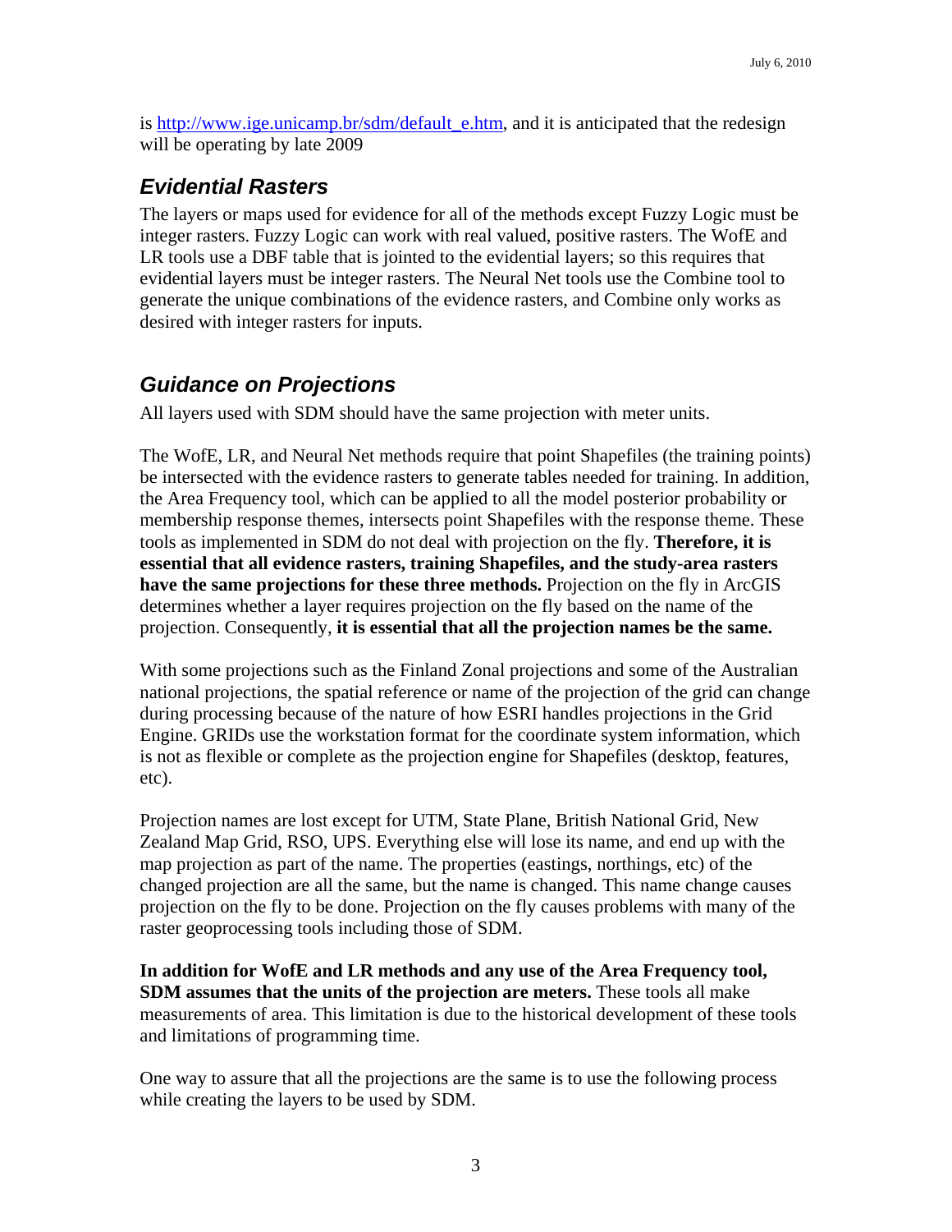is http://www.ige.unicamp.br/sdm/default_e.htm, and it is anticipated that the redesign will be operating by late 2009

## *Evidential Rasters*

The layers or maps used for evidence for all of the methods except Fuzzy Logic must be integer rasters. Fuzzy Logic can work with real valued, positive rasters. The WofE and LR tools use a DBF table that is jointed to the evidential layers; so this requires that evidential layers must be integer rasters. The Neural Net tools use the Combine tool to generate the unique combinations of the evidence rasters, and Combine only works as desired with integer rasters for inputs.

## *Guidance on Projections*

All layers used with SDM should have the same projection with meter units.

The WofE, LR, and Neural Net methods require that point Shapefiles (the training points) be intersected with the evidence rasters to generate tables needed for training. In addition, the Area Frequency tool, which can be applied to all the model posterior probability or membership response themes, intersects point Shapefiles with the response theme. These tools as implemented in SDM do not deal with projection on the fly. **Therefore, it is essential that all evidence rasters, training Shapefiles, and the study-area rasters have the same projections for these three methods.** Projection on the fly in ArcGIS determines whether a layer requires projection on the fly based on the name of the projection. Consequently, **it is essential that all the projection names be the same.**

With some projections such as the Finland Zonal projections and some of the Australian national projections, the spatial reference or name of the projection of the grid can change during processing because of the nature of how ESRI handles projections in the Grid Engine. GRIDs use the workstation format for the coordinate system information, which is not as flexible or complete as the projection engine for Shapefiles (desktop, features, etc).

Projection names are lost except for UTM, State Plane, British National Grid, New Zealand Map Grid, RSO, UPS. Everything else will lose its name, and end up with the map projection as part of the name. The properties (eastings, northings, etc) of the changed projection are all the same, but the name is changed. This name change causes projection on the fly to be done. Projection on the fly causes problems with many of the raster geoprocessing tools including those of SDM.

**In addition for WofE and LR methods and any use of the Area Frequency tool, SDM assumes that the units of the projection are meters.** These tools all make measurements of area. This limitation is due to the historical development of these tools and limitations of programming time.

One way to assure that all the projections are the same is to use the following process while creating the layers to be used by SDM.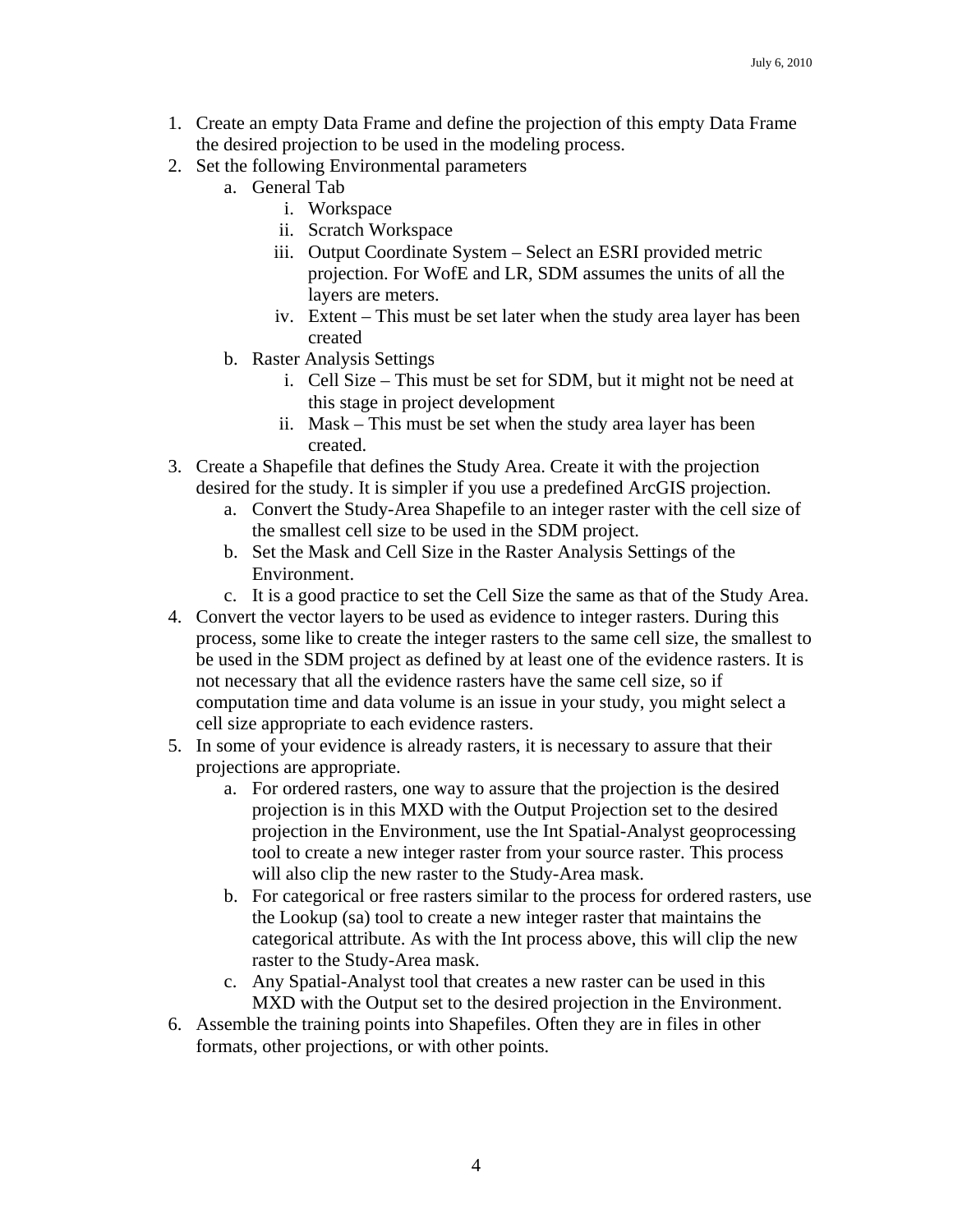1. Create an empty Data Frame and define the projection of this empty Data Frame the desired projection to be used in the modeling process.
2. Set the following Environmental parameters
   a. General Tab
      i. Workspace
      ii. Scratch Workspace
      iii. Output Coordinate System – Select an ESRI provided metric projection. For WofE and LR, SDM assumes the units of all the layers are meters.
      iv. Extent – This must be set later when the study area layer has been created
   b. Raster Analysis Settings
      i. Cell Size – This must be set for SDM, but it might not be need at this stage in project development
      ii. Mask – This must be set when the study area layer has been created.
3. Create a Shapefile that defines the Study Area. Create it with the projection desired for the study. It is simpler if you use a predefined ArcGIS projection.
   a. Convert the Study-Area Shapefile to an integer raster with the cell size of the smallest cell size to be used in the SDM project.
   b. Set the Mask and Cell Size in the Raster Analysis Settings of the Environment.
   c. It is a good practice to set the Cell Size the same as that of the Study Area.
4. Convert the vector layers to be used as evidence to integer rasters. During this process, some like to create the integer rasters to the same cell size, the smallest to be used in the SDM project as defined by at least one of the evidence rasters. It is not necessary that all the evidence rasters have the same cell size, so if computation time and data volume is an issue in your study, you might select a cell size appropriate to each evidence rasters.
5. In some of your evidence is already rasters, it is necessary to assure that their projections are appropriate.
   a. For ordered rasters, one way to assure that the projection is the desired projection is in this MXD with the Output Projection set to the desired projection in the Environment, use the Int Spatial-Analyst geoprocessing tool to create a new integer raster from your source raster. This process will also clip the new raster to the Study-Area mask.
   b. For categorical or free rasters similar to the process for ordered rasters, use the Lookup (sa) tool to create a new integer raster that maintains the categorical attribute. As with the Int process above, this will clip the new raster to the Study-Area mask.
   c. Any Spatial-Analyst tool that creates a new raster can be used in this MXD with the Output set to the desired projection in the Environment.
6. Assemble the training points into Shapefiles. Often they are in files in other formats, other projections, or with other points.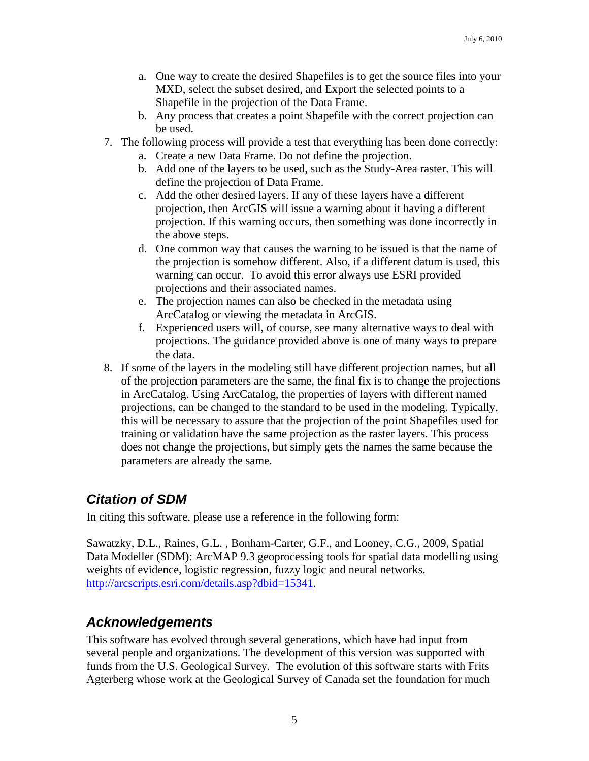a. One way to create the desired Shapefiles is to get the source files into your MXD, select the subset desired, and Export the selected points to a Shapefile in the projection of the Data Frame.
   b. Any process that creates a point Shapefile with the correct projection can be used.

7. The following process will provide a test that everything has been done correctly:
   a. Create a new Data Frame. Do not define the projection.
   b. Add one of the layers to be used, such as the Study-Area raster. This will define the projection of Data Frame.
   c. Add the other desired layers. If any of these layers have a different projection, then ArcGIS will issue a warning about it having a different projection. If this warning occurs, then something was done incorrectly in the above steps.
   d. One common way that causes the warning to be issued is that the name of the projection is somehow different. Also, if a different datum is used, this warning can occur. To avoid this error always use ESRI provided projections and their associated names.
   e. The projection names can also be checked in the metadata using ArcCatalog or viewing the metadata in ArcGIS.
   f. Experienced users will, of course, see many alternative ways to deal with projections. The guidance provided above is one of many ways to prepare the data.
8. If some of the layers in the modeling still have different projection names, but all of the projection parameters are the same, the final fix is to change the projections in ArcCatalog. Using ArcCatalog, the properties of layers with different named projections, can be changed to the standard to be used in the modeling. Typically, this will be necessary to assure that the projection of the point Shapefiles used for training or validation have the same projection as the raster layers. This process does not change the projections, but simply gets the names the same because the parameters are already the same.

## *Citation of SDM*

In citing this software, please use a reference in the following form:

Sawatzky, D.L., Raines, G.L. , Bonham-Carter, G.F., and Looney, C.G., 2009, Spatial Data Modeller (SDM): ArcMAP 9.3 geoprocessing tools for spatial data modelling using weights of evidence, logistic regression, fuzzy logic and neural networks. [http://arcscripts.esri.com/details.asp?dbid=15341](http://arcscripts.esri.com/details.asp?dbid=15341).

## *Acknowledgements*

This software has evolved through several generations, which have had input from several people and organizations. The development of this version was supported with funds from the U.S. Geological Survey. The evolution of this software starts with Frits Agterberg whose work at the Geological Survey of Canada set the foundation for much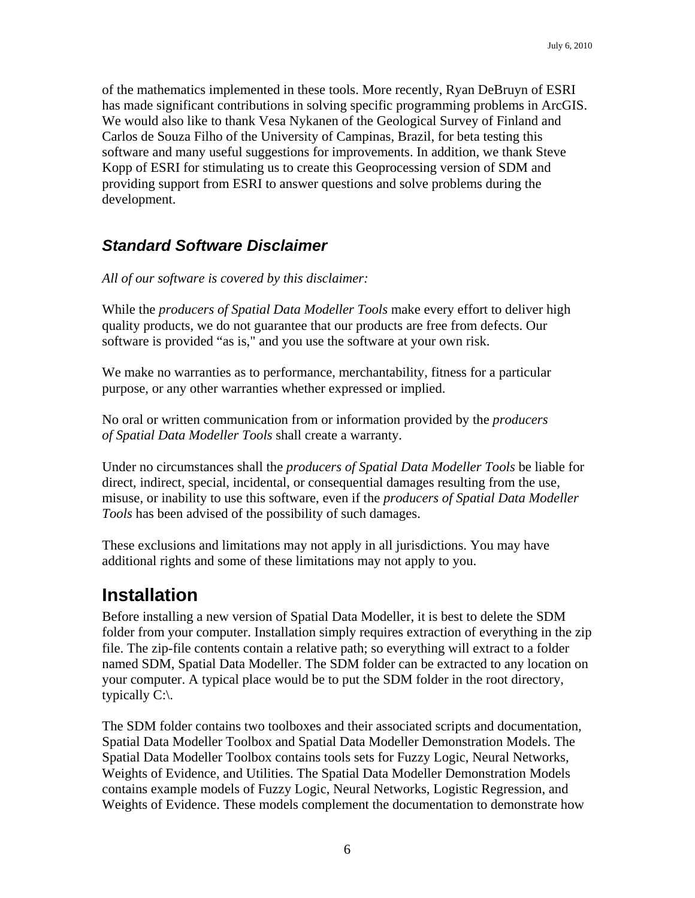of the mathematics implemented in these tools. More recently, Ryan DeBruyn of ESRI has made significant contributions in solving specific programming problems in ArcGIS. We would also like to thank Vesa Nykanen of the Geological Survey of Finland and Carlos de Souza Filho of the University of Campinas, Brazil, for beta testing this software and many useful suggestions for improvements. In addition, we thank Steve Kopp of ESRI for stimulating us to create this Geoprocessing version of SDM and providing support from ESRI to answer questions and solve problems during the development.

### *Standard Software Disclaimer*

*All of our software is covered by this disclaimer:*

While the *producers of Spatial Data Modeller Tools* make every effort to deliver high quality products, we do not guarantee that our products are free from defects. Our software is provided "as is," and you use the software at your own risk.

We make no warranties as to performance, merchantability, fitness for a particular purpose, or any other warranties whether expressed or implied.

No oral or written communication from or information provided by the *producers of Spatial Data Modeller Tools* shall create a warranty.

Under no circumstances shall the *producers of Spatial Data Modeller Tools* be liable for direct, indirect, special, incidental, or consequential damages resulting from the use, misuse, or inability to use this software, even if the *producers of Spatial Data Modeller Tools* has been advised of the possibility of such damages.

These exclusions and limitations may not apply in all jurisdictions. You may have additional rights and some of these limitations may not apply to you.

## Installation

Before installing a new version of Spatial Data Modeller, it is best to delete the SDM folder from your computer. Installation simply requires extraction of everything in the zip file. The zip-file contents contain a relative path; so everything will extract to a folder named SDM, Spatial Data Modeller. The SDM folder can be extracted to any location on your computer. A typical place would be to put the SDM folder in the root directory, typically C:\.

The SDM folder contains two toolboxes and their associated scripts and documentation, Spatial Data Modeller Toolbox and Spatial Data Modeller Demonstration Models. The Spatial Data Modeller Toolbox contains tools sets for Fuzzy Logic, Neural Networks, Weights of Evidence, and Utilities. The Spatial Data Modeller Demonstration Models contains example models of Fuzzy Logic, Neural Networks, Logistic Regression, and Weights of Evidence. These models complement the documentation to demonstrate how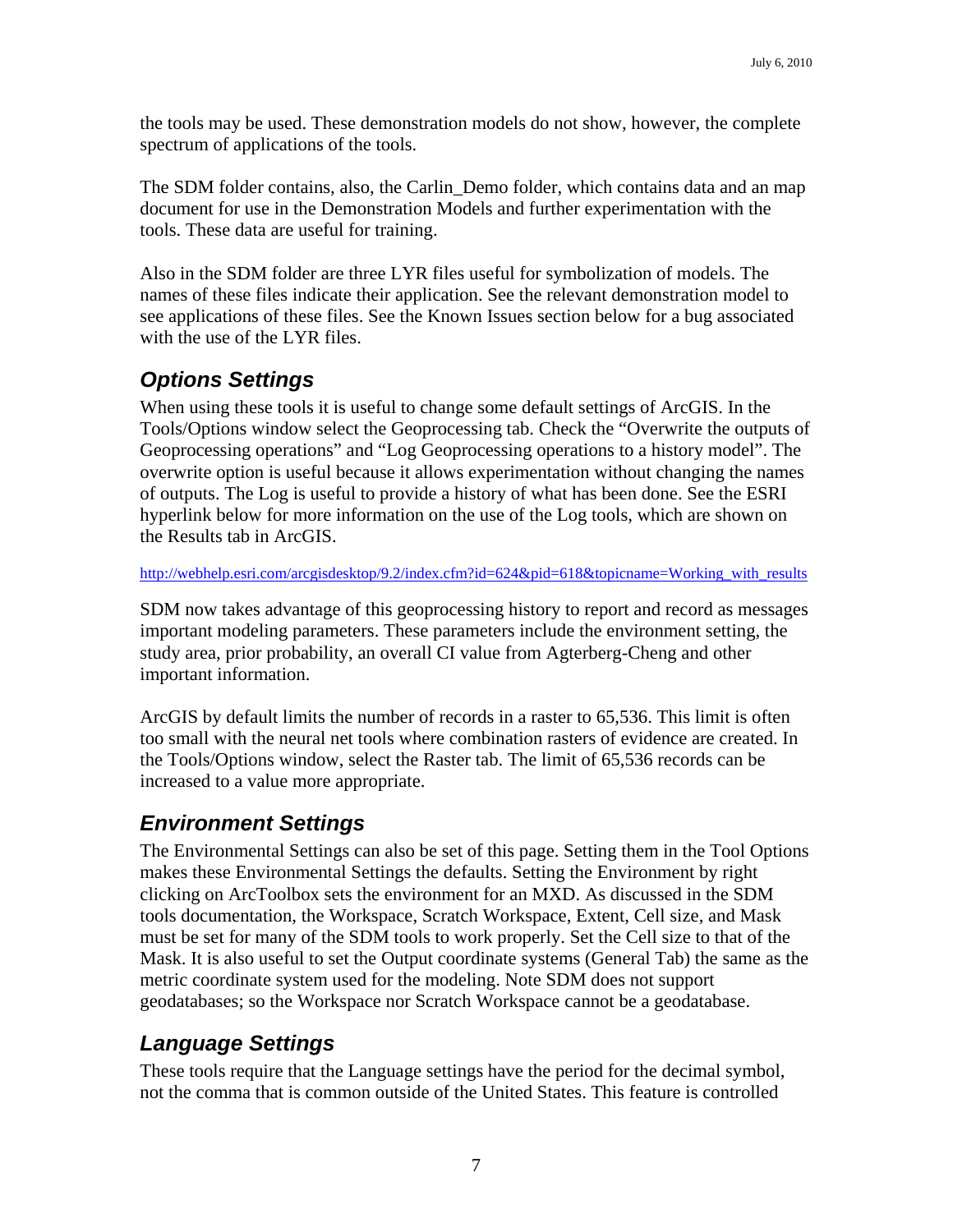the tools may be used. These demonstration models do not show, however, the complete spectrum of applications of the tools.

The SDM folder contains, also, the Carlin_Demo folder, which contains data and an map document for use in the Demonstration Models and further experimentation with the tools. These data are useful for training.

Also in the SDM folder are three LYR files useful for symbolization of models. The names of these files indicate their application. See the relevant demonstration model to see applications of these files. See the Known Issues section below for a bug associated with the use of the LYR files.

## *Options Settings*

When using these tools it is useful to change some default settings of ArcGIS. In the Tools/Options window select the Geoprocessing tab. Check the "Overwrite the outputs of Geoprocessing operations" and "Log Geoprocessing operations to a history model". The overwrite option is useful because it allows experimentation without changing the names of outputs. The Log is useful to provide a history of what has been done. See the ESRI hyperlink below for more information on the use of the Log tools, which are shown on the Results tab in ArcGIS.

http://webhelp.esri.com/arcgisdesktop/9.2/index.cfm?id=624&pid=618&topicname=Working_with_results

SDM now takes advantage of this geoprocessing history to report and record as messages important modeling parameters. These parameters include the environment setting, the study area, prior probability, an overall CI value from Agterberg-Cheng and other important information.

ArcGIS by default limits the number of records in a raster to 65,536. This limit is often too small with the neural net tools where combination rasters of evidence are created. In the Tools/Options window, select the Raster tab. The limit of 65,536 records can be increased to a value more appropriate.

## *Environment Settings*

The Environmental Settings can also be set of this page. Setting them in the Tool Options makes these Environmental Settings the defaults. Setting the Environment by right clicking on ArcToolbox sets the environment for an MXD. As discussed in the SDM tools documentation, the Workspace, Scratch Workspace, Extent, Cell size, and Mask must be set for many of the SDM tools to work properly. Set the Cell size to that of the Mask. It is also useful to set the Output coordinate systems (General Tab) the same as the metric coordinate system used for the modeling. Note SDM does not support geodatabases; so the Workspace nor Scratch Workspace cannot be a geodatabase.

## *Language Settings*

These tools require that the Language settings have the period for the decimal symbol, not the comma that is common outside of the United States. This feature is controlled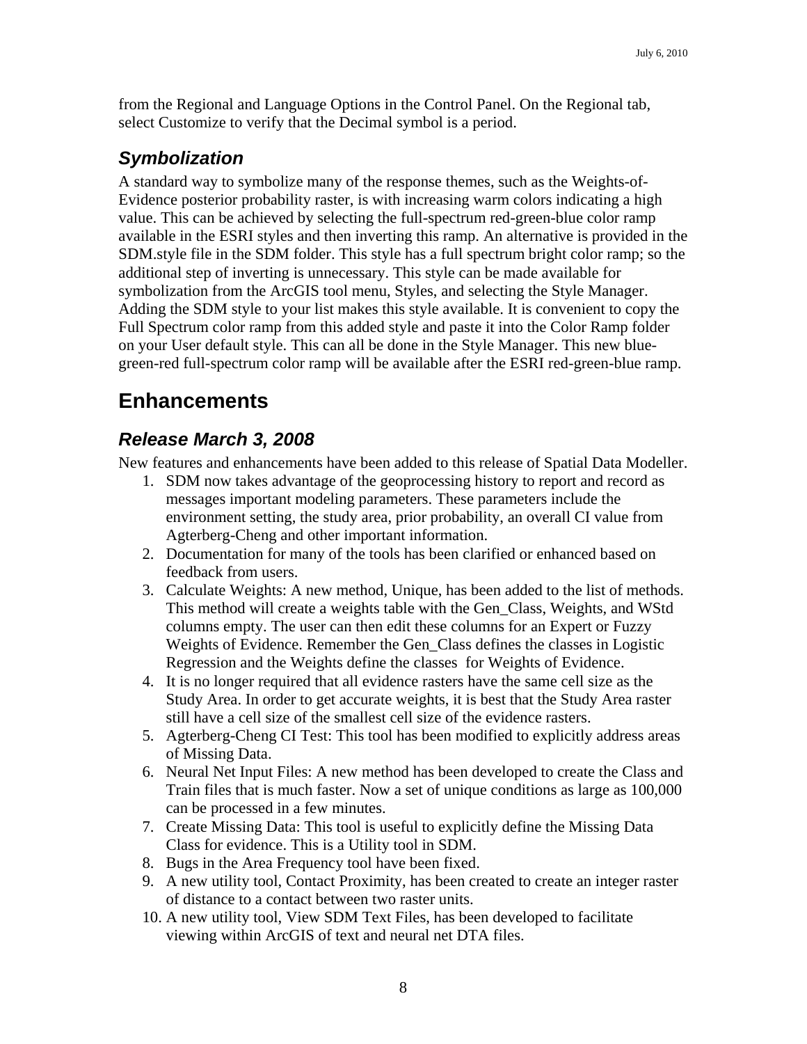from the Regional and Language Options in the Control Panel. On the Regional tab, select Customize to verify that the Decimal symbol is a period.

### *Symbolization*

A standard way to symbolize many of the response themes, such as the Weights-of-Evidence posterior probability raster, is with increasing warm colors indicating a high value. This can be achieved by selecting the full-spectrum red-green-blue color ramp available in the ESRI styles and then inverting this ramp. An alternative is provided in the SDM.style file in the SDM folder. This style has a full spectrum bright color ramp; so the additional step of inverting is unnecessary. This style can be made available for symbolization from the ArcGIS tool menu, Styles, and selecting the Style Manager. Adding the SDM style to your list makes this style available. It is convenient to copy the Full Spectrum color ramp from this added style and paste it into the Color Ramp folder on your User default style. This can all be done in the Style Manager. This new blue-green-red full-spectrum color ramp will be available after the ESRI red-green-blue ramp.

## Enhancements

### *Release March 3, 2008*

New features and enhancements have been added to this release of Spatial Data Modeller.

1. SDM now takes advantage of the geoprocessing history to report and record as messages important modeling parameters. These parameters include the environment setting, the study area, prior probability, an overall CI value from Agterberg-Cheng and other important information.
2. Documentation for many of the tools has been clarified or enhanced based on feedback from users.
3. Calculate Weights: A new method, Unique, has been added to the list of methods. This method will create a weights table with the Gen_Class, Weights, and WStd columns empty. The user can then edit these columns for an Expert or Fuzzy Weights of Evidence. Remember the Gen_Class defines the classes in Logistic Regression and the Weights define the classes for Weights of Evidence.
4. It is no longer required that all evidence rasters have the same cell size as the Study Area. In order to get accurate weights, it is best that the Study Area raster still have a cell size of the smallest cell size of the evidence rasters.
5. Agterberg-Cheng CI Test: This tool has been modified to explicitly address areas of Missing Data.
6. Neural Net Input Files: A new method has been developed to create the Class and Train files that is much faster. Now a set of unique conditions as large as 100,000 can be processed in a few minutes.
7. Create Missing Data: This tool is useful to explicitly define the Missing Data Class for evidence. This is a Utility tool in SDM.
8. Bugs in the Area Frequency tool have been fixed.
9. A new utility tool, Contact Proximity, has been created to create an integer raster of distance to a contact between two raster units.
10. A new utility tool, View SDM Text Files, has been developed to facilitate viewing within ArcGIS of text and neural net DTA files.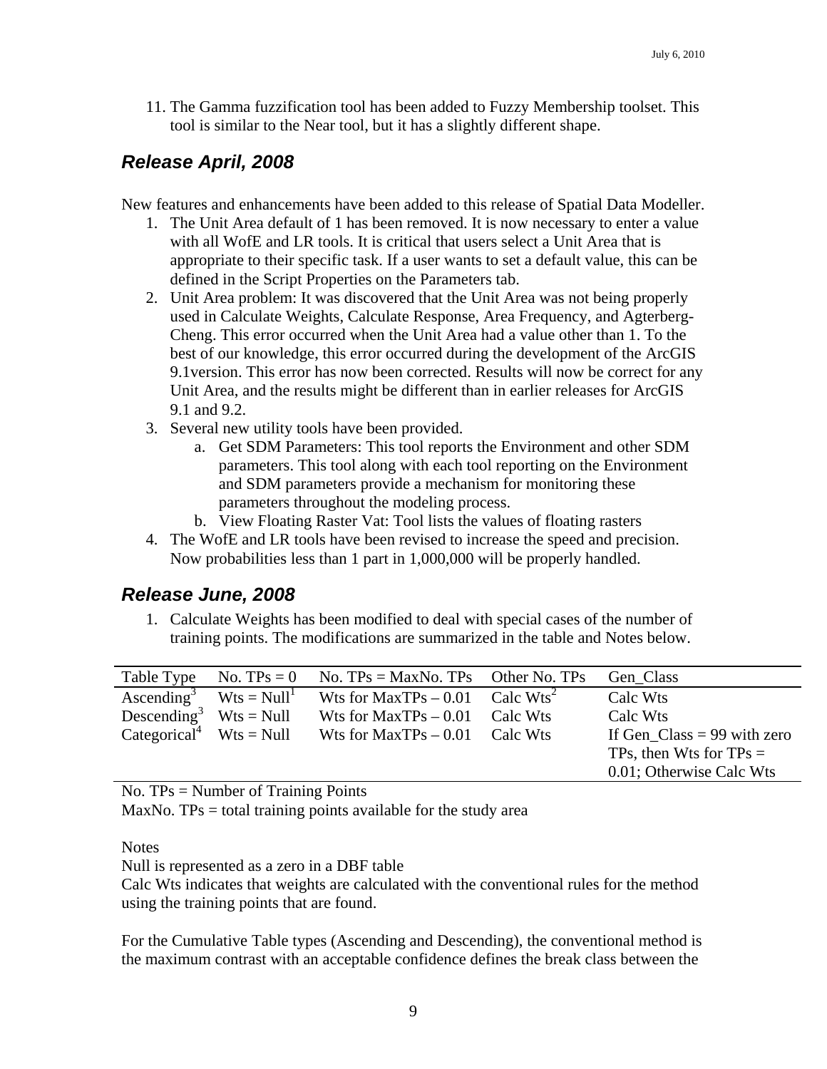11. The Gamma fuzzification tool has been added to Fuzzy Membership toolset. This tool is similar to the Near tool, but it has a slightly different shape.

## *Release April, 2008*

New features and enhancements have been added to this release of Spatial Data Modeller.

1. The Unit Area default of 1 has been removed. It is now necessary to enter a value with all WofE and LR tools. It is critical that users select a Unit Area that is appropriate to their specific task. If a user wants to set a default value, this can be defined in the Script Properties on the Parameters tab.
2. Unit Area problem: It was discovered that the Unit Area was not being properly used in Calculate Weights, Calculate Response, Area Frequency, and Agterberg-Cheng. This error occurred when the Unit Area had a value other than 1. To the best of our knowledge, this error occurred during the development of the ArcGIS 9.1version. This error has now been corrected. Results will now be correct for any Unit Area, and the results might be different than in earlier releases for ArcGIS 9.1 and 9.2.
3. Several new utility tools have been provided.
    a. Get SDM Parameters: This tool reports the Environment and other SDM parameters. This tool along with each tool reporting on the Environment and SDM parameters provide a mechanism for monitoring these parameters throughout the modeling process.
    b. View Floating Raster Vat: Tool lists the values of floating rasters
4. The WofE and LR tools have been revised to increase the speed and precision. Now probabilities less than 1 part in 1,000,000 will be properly handled.

## *Release June, 2008*

1. Calculate Weights has been modified to deal with special cases of the number of training points. The modifications are summarized in the table and Notes below.

| Table Type | No. TPs = 0 | No. TPs = MaxNo. TPs | Other No. TPs | Gen_Class |
|---|---|---|---|---|
| Ascending[3] | Wts = Null[1] | Wts for MaxTPs – 0.01 | Calc Wts[2] | Calc Wts |
| Descending[3] | Wts = Null | Wts for MaxTPs – 0.01 | Calc Wts | Calc Wts |
| Categorical[4] | Wts = Null | Wts for MaxTPs – 0.01 | Calc Wts | If Gen_Class = 99 with zero TPs, then Wts for TPs = 0.01; Otherwise Calc Wts |

No. TPs = Number of Training Points

MaxNo. TPs = total training points available for the study area

Notes

Null is represented as a zero in a DBF table

Calc Wts indicates that weights are calculated with the conventional rules for the method using the training points that are found.

For the Cumulative Table types (Ascending and Descending), the conventional method is the maximum contrast with an acceptable confidence defines the break class between the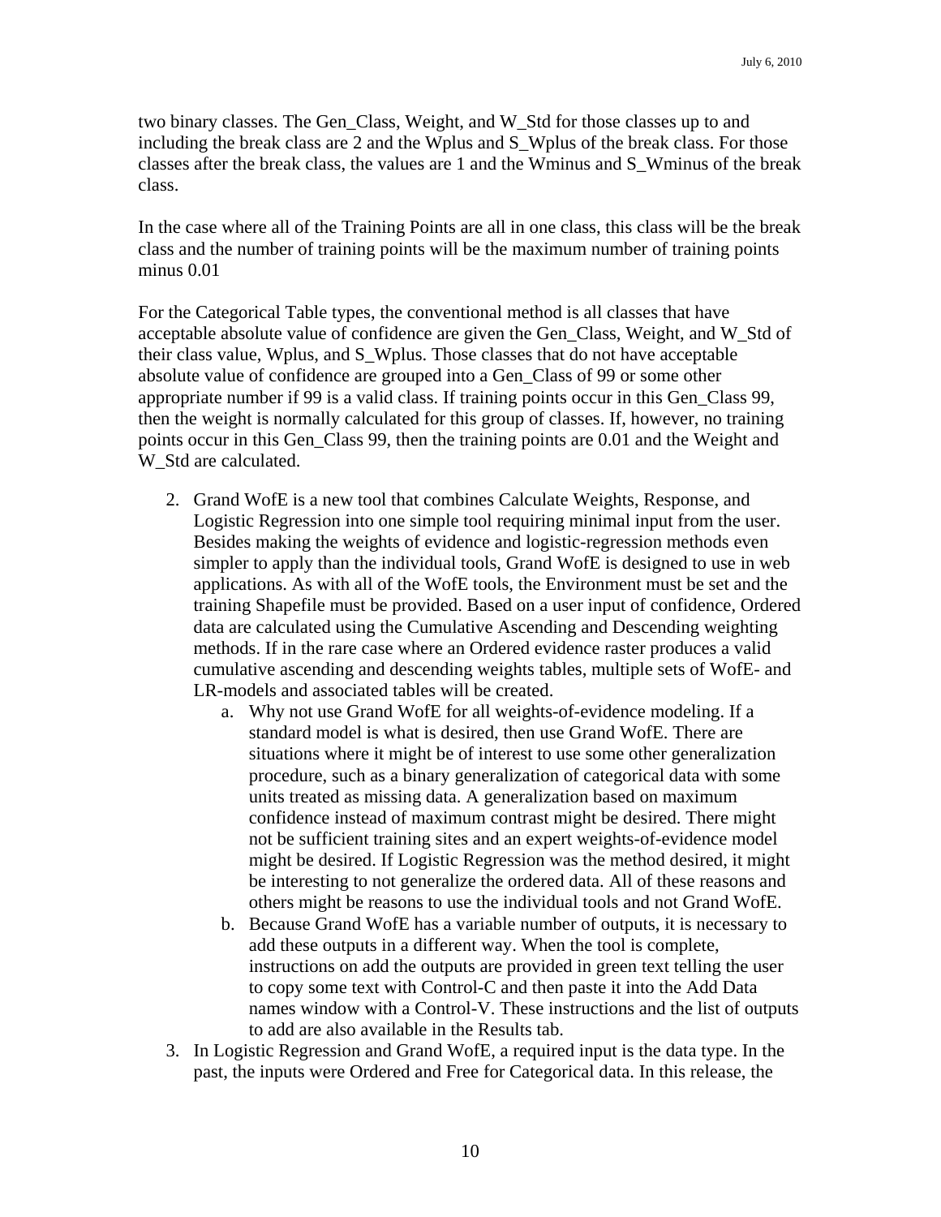two binary classes. The Gen_Class, Weight, and W_Std for those classes up to and including the break class are 2 and the Wplus and S_Wplus of the break class. For those classes after the break class, the values are 1 and the Wminus and S_Wminus of the break class.

In the case where all of the Training Points are all in one class, this class will be the break class and the number of training points will be the maximum number of training points minus 0.01

For the Categorical Table types, the conventional method is all classes that have acceptable absolute value of confidence are given the Gen_Class, Weight, and W_Std of their class value, Wplus, and S_Wplus. Those classes that do not have acceptable absolute value of confidence are grouped into a Gen_Class of 99 or some other appropriate number if 99 is a valid class. If training points occur in this Gen_Class 99, then the weight is normally calculated for this group of classes. If, however, no training points occur in this Gen_Class 99, then the training points are 0.01 and the Weight and W_Std are calculated.

2. Grand WofE is a new tool that combines Calculate Weights, Response, and Logistic Regression into one simple tool requiring minimal input from the user. Besides making the weights of evidence and logistic-regression methods even simpler to apply than the individual tools, Grand WofE is designed to use in web applications. As with all of the WofE tools, the Environment must be set and the training Shapefile must be provided. Based on a user input of confidence, Ordered data are calculated using the Cumulative Ascending and Descending weighting methods. If in the rare case where an Ordered evidence raster produces a valid cumulative ascending and descending weights tables, multiple sets of WofE- and LR-models and associated tables will be created.
    a. Why not use Grand WofE for all weights-of-evidence modeling. If a standard model is what is desired, then use Grand WofE. There are situations where it might be of interest to use some other generalization procedure, such as a binary generalization of categorical data with some units treated as missing data. A generalization based on maximum confidence instead of maximum contrast might be desired. There might not be sufficient training sites and an expert weights-of-evidence model might be desired. If Logistic Regression was the method desired, it might be interesting to not generalize the ordered data. All of these reasons and others might be reasons to use the individual tools and not Grand WofE.
    b. Because Grand WofE has a variable number of outputs, it is necessary to add these outputs in a different way. When the tool is complete, instructions on add the outputs are provided in green text telling the user to copy some text with Control-C and then paste it into the Add Data names window with a Control-V. These instructions and the list of outputs to add are also available in the Results tab.
3. In Logistic Regression and Grand WofE, a required input is the data type. In the past, the inputs were Ordered and Free for Categorical data. In this release, the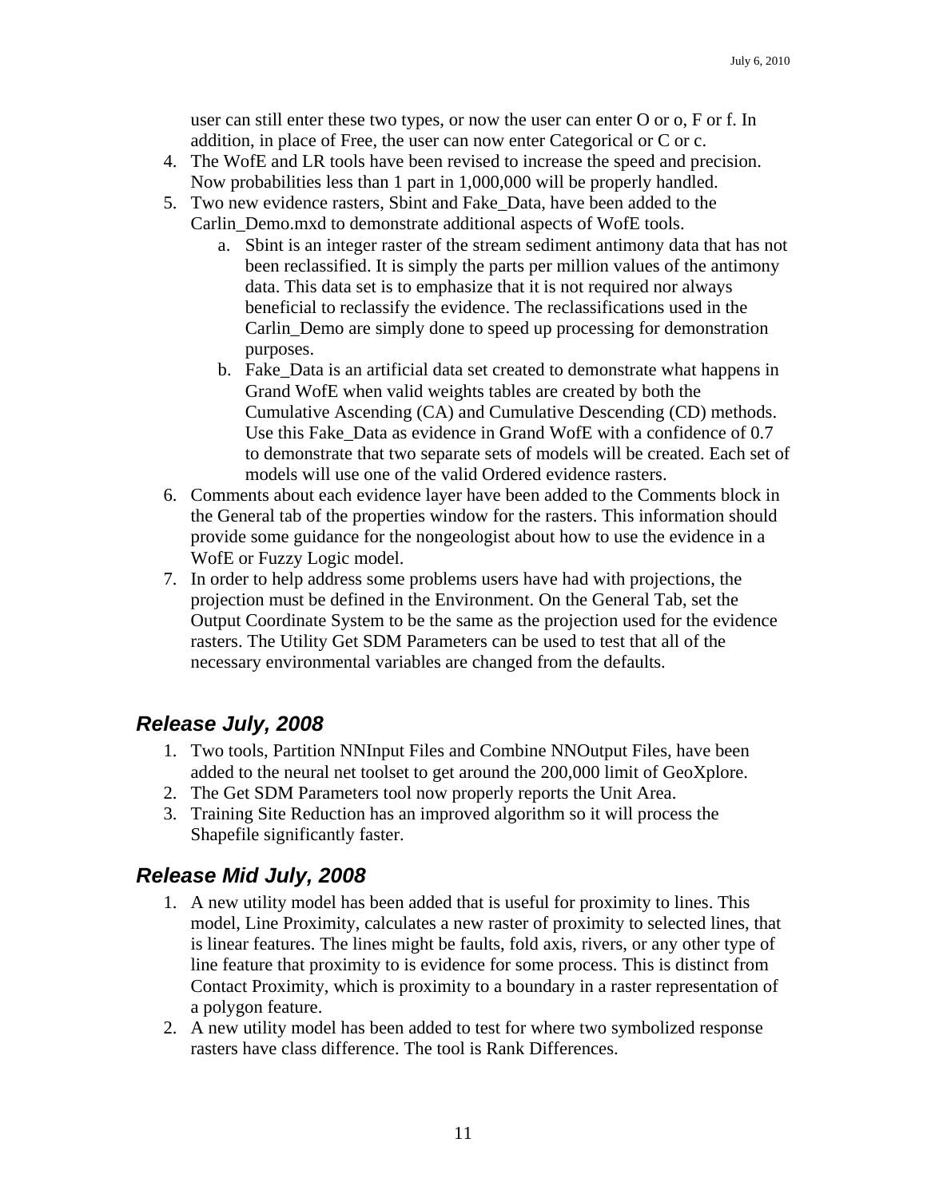user can still enter these two types, or now the user can enter O or o, F or f. In addition, in place of Free, the user can now enter Categorical or C or c.

4. The WofE and LR tools have been revised to increase the speed and precision. Now probabilities less than 1 part in 1,000,000 will be properly handled.
5. Two new evidence rasters, Sbint and Fake_Data, have been added to the Carlin_Demo.mxd to demonstrate additional aspects of WofE tools.
   a. Sbint is an integer raster of the stream sediment antimony data that has not been reclassified. It is simply the parts per million values of the antimony data. This data set is to emphasize that it is not required nor always beneficial to reclassify the evidence. The reclassifications used in the Carlin_Demo are simply done to speed up processing for demonstration purposes.
   b. Fake_Data is an artificial data set created to demonstrate what happens in Grand WofE when valid weights tables are created by both the Cumulative Ascending (CA) and Cumulative Descending (CD) methods. Use this Fake_Data as evidence in Grand WofE with a confidence of 0.7 to demonstrate that two separate sets of models will be created. Each set of models will use one of the valid Ordered evidence rasters.
6. Comments about each evidence layer have been added to the Comments block in the General tab of the properties window for the rasters. This information should provide some guidance for the nongeologist about how to use the evidence in a WofE or Fuzzy Logic model.
7. In order to help address some problems users have had with projections, the projection must be defined in the Environment. On the General Tab, set the Output Coordinate System to be the same as the projection used for the evidence rasters. The Utility Get SDM Parameters can be used to test that all of the necessary environmental variables are changed from the defaults.

## *Release July, 2008*

1. Two tools, Partition NNInput Files and Combine NNOutput Files, have been added to the neural net toolset to get around the 200,000 limit of GeoXplore.
2. The Get SDM Parameters tool now properly reports the Unit Area.
3. Training Site Reduction has an improved algorithm so it will process the Shapefile significantly faster.

## *Release Mid July, 2008*

1. A new utility model has been added that is useful for proximity to lines. This model, Line Proximity, calculates a new raster of proximity to selected lines, that is linear features. The lines might be faults, fold axis, rivers, or any other type of line feature that proximity to is evidence for some process. This is distinct from Contact Proximity, which is proximity to a boundary in a raster representation of a polygon feature.
2. A new utility model has been added to test for where two symbolized response rasters have class difference. The tool is Rank Differences.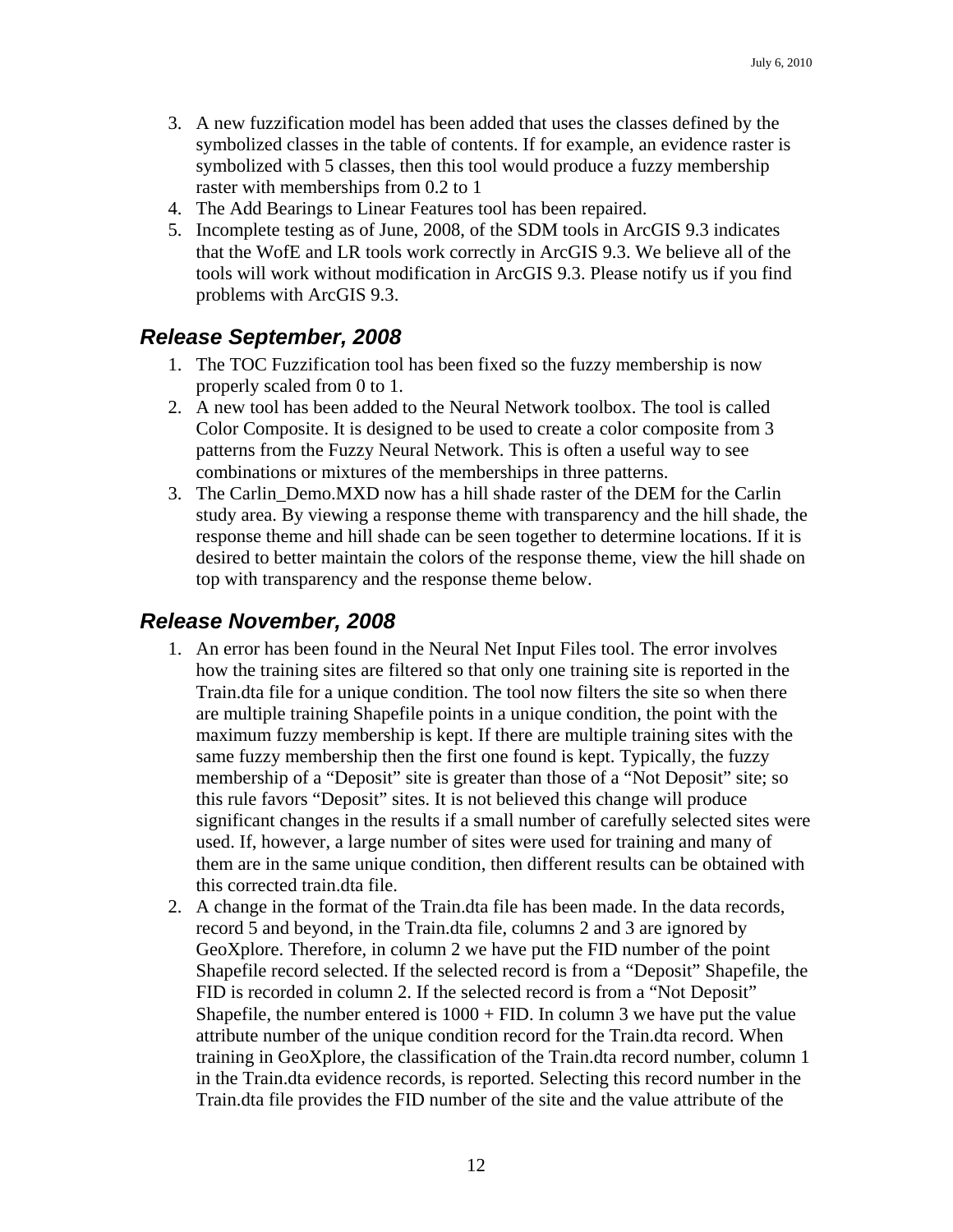3. A new fuzzification model has been added that uses the classes defined by the symbolized classes in the table of contents. If for example, an evidence raster is symbolized with 5 classes, then this tool would produce a fuzzy membership raster with memberships from 0.2 to 1
4. The Add Bearings to Linear Features tool has been repaired.
5. Incomplete testing as of June, 2008, of the SDM tools in ArcGIS 9.3 indicates that the WofE and LR tools work correctly in ArcGIS 9.3. We believe all of the tools will work without modification in ArcGIS 9.3. Please notify us if you find problems with ArcGIS 9.3.

## *Release September, 2008*

1. The TOC Fuzzification tool has been fixed so the fuzzy membership is now properly scaled from 0 to 1.
2. A new tool has been added to the Neural Network toolbox. The tool is called Color Composite. It is designed to be used to create a color composite from 3 patterns from the Fuzzy Neural Network. This is often a useful way to see combinations or mixtures of the memberships in three patterns.
3. The Carlin_Demo.MXD now has a hill shade raster of the DEM for the Carlin study area. By viewing a response theme with transparency and the hill shade, the response theme and hill shade can be seen together to determine locations. If it is desired to better maintain the colors of the response theme, view the hill shade on top with transparency and the response theme below.

## *Release November, 2008*

1. An error has been found in the Neural Net Input Files tool. The error involves how the training sites are filtered so that only one training site is reported in the Train.dta file for a unique condition. The tool now filters the site so when there are multiple training Shapefile points in a unique condition, the point with the maximum fuzzy membership is kept. If there are multiple training sites with the same fuzzy membership then the first one found is kept. Typically, the fuzzy membership of a “Deposit” site is greater than those of a “Not Deposit” site; so this rule favors “Deposit” sites. It is not believed this change will produce significant changes in the results if a small number of carefully selected sites were used. If, however, a large number of sites were used for training and many of them are in the same unique condition, then different results can be obtained with this corrected train.dta file.
2. A change in the format of the Train.dta file has been made. In the data records, record 5 and beyond, in the Train.dta file, columns 2 and 3 are ignored by GeoXplore. Therefore, in column 2 we have put the FID number of the point Shapefile record selected. If the selected record is from a “Deposit” Shapefile, the FID is recorded in column 2. If the selected record is from a “Not Deposit” Shapefile, the number entered is 1000 + FID. In column 3 we have put the value attribute number of the unique condition record for the Train.dta record. When training in GeoXplore, the classification of the Train.dta record number, column 1 in the Train.dta evidence records, is reported. Selecting this record number in the Train.dta file provides the FID number of the site and the value attribute of the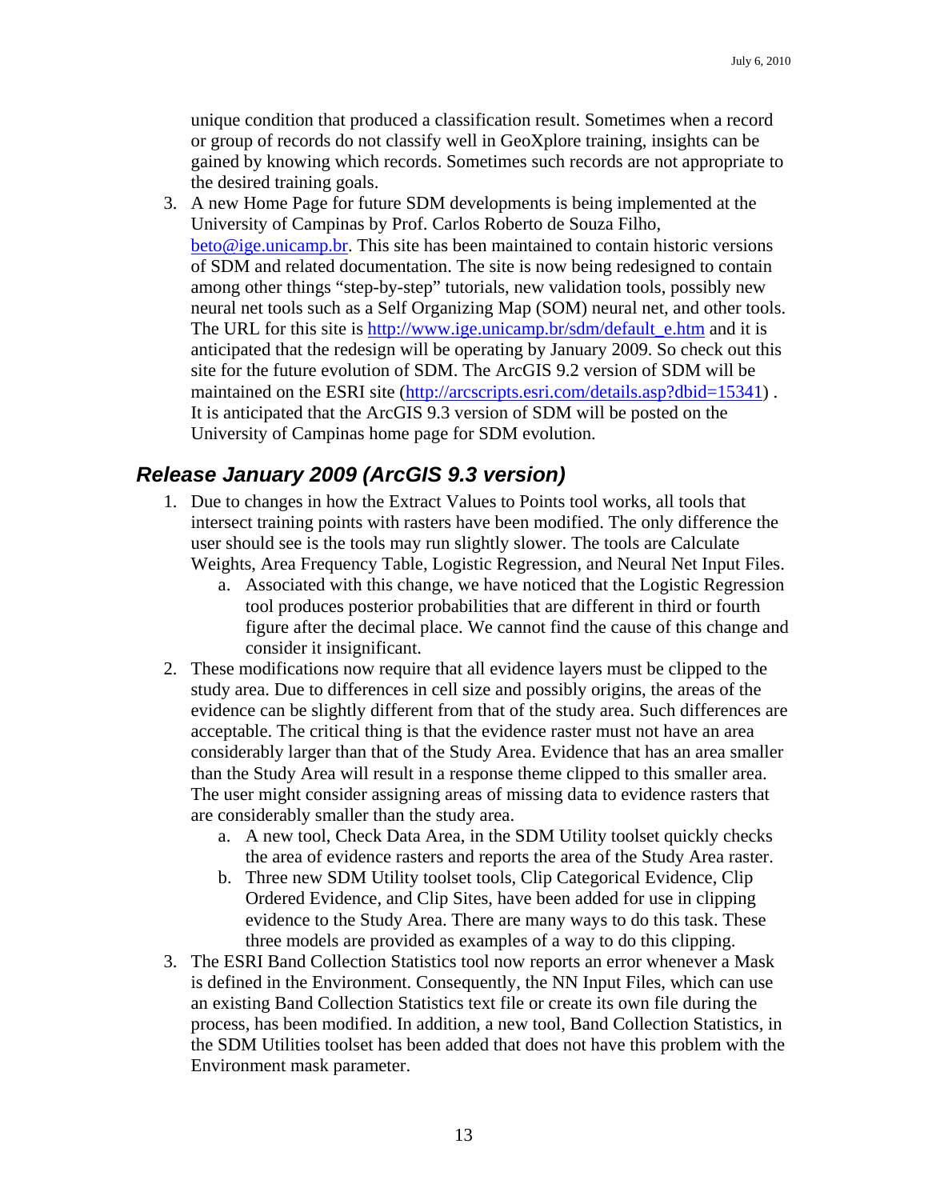unique condition that produced a classification result. Sometimes when a record or group of records do not classify well in GeoXplore training, insights can be gained by knowing which records. Sometimes such records are not appropriate to the desired training goals.

3. A new Home Page for future SDM developments is being implemented at the University of Campinas by Prof. Carlos Roberto de Souza Filho, beto@ige.unicamp.br. This site has been maintained to contain historic versions of SDM and related documentation. The site is now being redesigned to contain among other things "step-by-step" tutorials, new validation tools, possibly new neural net tools such as a Self Organizing Map (SOM) neural net, and other tools. The URL for this site is http://www.ige.unicamp.br/sdm/default_e.htm and it is anticipated that the redesign will be operating by January 2009. So check out this site for the future evolution of SDM. The ArcGIS 9.2 version of SDM will be maintained on the ESRI site (http://arcscripts.esri.com/details.asp?dbid=15341) . It is anticipated that the ArcGIS 9.3 version of SDM will be posted on the University of Campinas home page for SDM evolution.

## *Release January 2009 (ArcGIS 9.3 version)*

1. Due to changes in how the Extract Values to Points tool works, all tools that intersect training points with rasters have been modified. The only difference the user should see is the tools may run slightly slower. The tools are Calculate Weights, Area Frequency Table, Logistic Regression, and Neural Net Input Files.
   a. Associated with this change, we have noticed that the Logistic Regression tool produces posterior probabilities that are different in third or fourth figure after the decimal place. We cannot find the cause of this change and consider it insignificant.
2. These modifications now require that all evidence layers must be clipped to the study area. Due to differences in cell size and possibly origins, the areas of the evidence can be slightly different from that of the study area. Such differences are acceptable. The critical thing is that the evidence raster must not have an area considerably larger than that of the Study Area. Evidence that has an area smaller than the Study Area will result in a response theme clipped to this smaller area. The user might consider assigning areas of missing data to evidence rasters that are considerably smaller than the study area.
   a. A new tool, Check Data Area, in the SDM Utility toolset quickly checks the area of evidence rasters and reports the area of the Study Area raster.
   b. Three new SDM Utility toolset tools, Clip Categorical Evidence, Clip Ordered Evidence, and Clip Sites, have been added for use in clipping evidence to the Study Area. There are many ways to do this task. These three models are provided as examples of a way to do this clipping.
3. The ESRI Band Collection Statistics tool now reports an error whenever a Mask is defined in the Environment. Consequently, the NN Input Files, which can use an existing Band Collection Statistics text file or create its own file during the process, has been modified. In addition, a new tool, Band Collection Statistics, in the SDM Utilities toolset has been added that does not have this problem with the Environment mask parameter.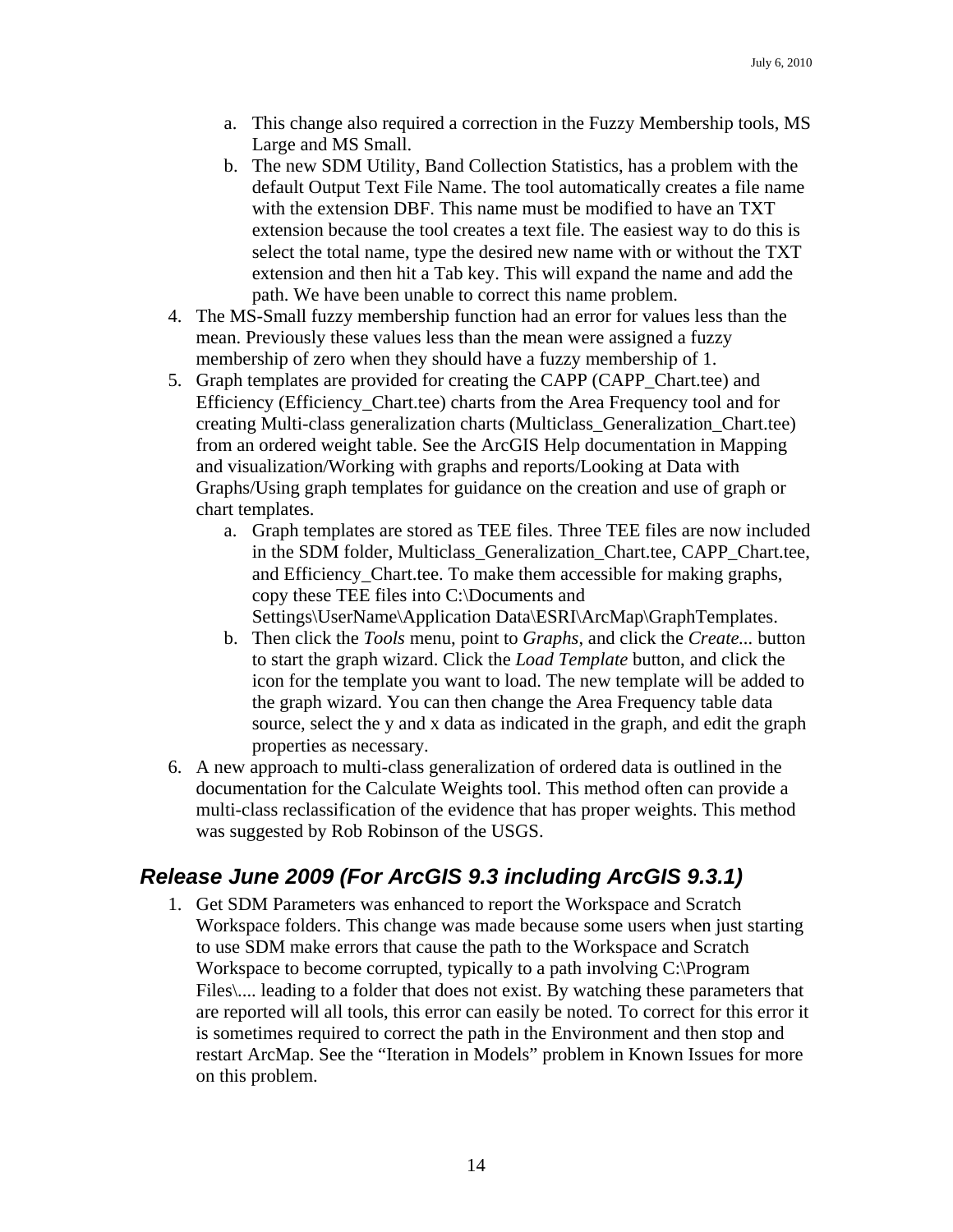a. This change also required a correction in the Fuzzy Membership tools, MS Large and MS Small.
   b. The new SDM Utility, Band Collection Statistics, has a problem with the default Output Text File Name. The tool automatically creates a file name with the extension DBF. This name must be modified to have an TXT extension because the tool creates a text file. The easiest way to do this is select the total name, type the desired new name with or without the TXT extension and then hit a Tab key. This will expand the name and add the path. We have been unable to correct this name problem.

4. The MS-Small fuzzy membership function had an error for values less than the mean. Previously these values less than the mean were assigned a fuzzy membership of zero when they should have a fuzzy membership of 1.
5. Graph templates are provided for creating the CAPP (CAPP_Chart.tee) and Efficiency (Efficiency_Chart.tee) charts from the Area Frequency tool and for creating Multi-class generalization charts (Multiclass_Generalization_Chart.tee) from an ordered weight table. See the ArcGIS Help documentation in Mapping and visualization/Working with graphs and reports/Looking at Data with Graphs/Using graph templates for guidance on the creation and use of graph or chart templates.
   a. Graph templates are stored as TEE files. Three TEE files are now included in the SDM folder, Multiclass_Generalization_Chart.tee, CAPP_Chart.tee, and Efficiency_Chart.tee. To make them accessible for making graphs, copy these TEE files into C:\Documents and Settings\UserName\Application Data\ESRI\ArcMap\GraphTemplates.
   b. Then click the *Tools* menu, point to *Graphs*, and click the *Create...* button to start the graph wizard. Click the *Load Template* button, and click the icon for the template you want to load. The new template will be added to the graph wizard. You can then change the Area Frequency table data source, select the y and x data as indicated in the graph, and edit the graph properties as necessary.
6. A new approach to multi-class generalization of ordered data is outlined in the documentation for the Calculate Weights tool. This method often can provide a multi-class reclassification of the evidence that has proper weights. This method was suggested by Rob Robinson of the USGS.

## *Release June 2009 (For ArcGIS 9.3 including ArcGIS 9.3.1)*

1. Get SDM Parameters was enhanced to report the Workspace and Scratch Workspace folders. This change was made because some users when just starting to use SDM make errors that cause the path to the Workspace and Scratch Workspace to become corrupted, typically to a path involving C:\Program Files\.... leading to a folder that does not exist. By watching these parameters that are reported will all tools, this error can easily be noted. To correct for this error it is sometimes required to correct the path in the Environment and then stop and restart ArcMap. See the “Iteration in Models” problem in Known Issues for more on this problem.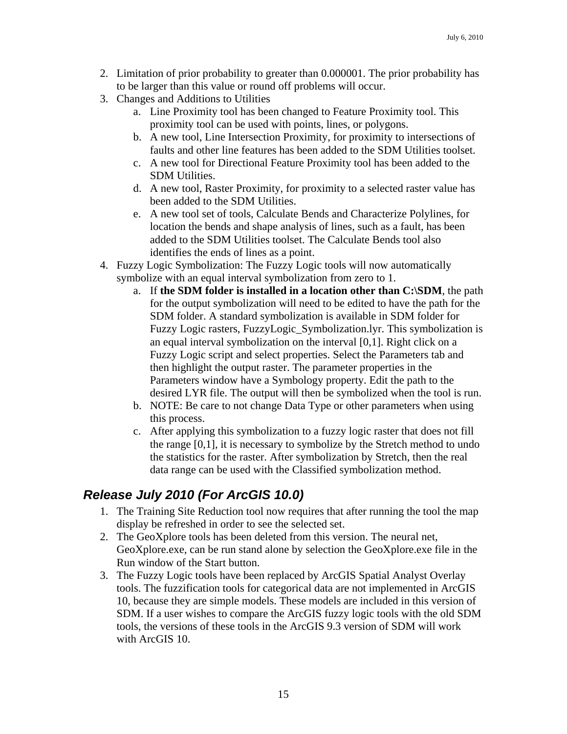2. Limitation of prior probability to greater than 0.000001. The prior probability has to be larger than this value or round off problems will occur.
3. Changes and Additions to Utilities
    a. Line Proximity tool has been changed to Feature Proximity tool. This proximity tool can be used with points, lines, or polygons.
    b. A new tool, Line Intersection Proximity, for proximity to intersections of faults and other line features has been added to the SDM Utilities toolset.
    c. A new tool for Directional Feature Proximity tool has been added to the SDM Utilities.
    d. A new tool, Raster Proximity, for proximity to a selected raster value has been added to the SDM Utilities.
    e. A new tool set of tools, Calculate Bends and Characterize Polylines, for location the bends and shape analysis of lines, such as a fault, has been added to the SDM Utilities toolset. The Calculate Bends tool also identifies the ends of lines as a point.
4. Fuzzy Logic Symbolization: The Fuzzy Logic tools will now automatically symbolize with an equal interval symbolization from zero to 1.
    a. If **the SDM folder is installed in a location other than C:\SDM**, the path for the output symbolization will need to be edited to have the path for the SDM folder. A standard symbolization is available in SDM folder for Fuzzy Logic rasters, FuzzyLogic_Symbolization.lyr. This symbolization is an equal interval symbolization on the interval [0,1]. Right click on a Fuzzy Logic script and select properties. Select the Parameters tab and then highlight the output raster. The parameter properties in the Parameters window have a Symbology property. Edit the path to the desired LYR file. The output will then be symbolized when the tool is run.
    b. NOTE: Be care to not change Data Type or other parameters when using this process.
    c. After applying this symbolization to a fuzzy logic raster that does not fill the range [0,1], it is necessary to symbolize by the Stretch method to undo the statistics for the raster. After symbolization by Stretch, then the real data range can be used with the Classified symbolization method.

## *Release July 2010 (For ArcGIS 10.0)*

1. The Training Site Reduction tool now requires that after running the tool the map display be refreshed in order to see the selected set.
2. The GeoXplore tools has been deleted from this version. The neural net, GeoXplore.exe, can be run stand alone by selection the GeoXplore.exe file in the Run window of the Start button.
3. The Fuzzy Logic tools have been replaced by ArcGIS Spatial Analyst Overlay tools. The fuzzification tools for categorical data are not implemented in ArcGIS 10, because they are simple models. These models are included in this version of SDM. If a user wishes to compare the ArcGIS fuzzy logic tools with the old SDM tools, the versions of these tools in the ArcGIS 9.3 version of SDM will work with ArcGIS 10.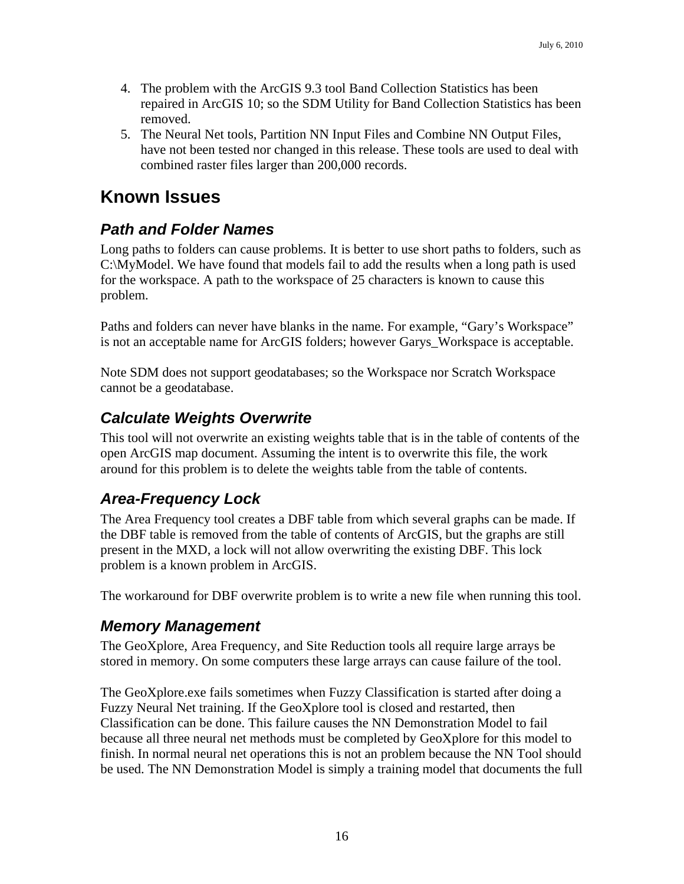4. The problem with the ArcGIS 9.3 tool Band Collection Statistics has been repaired in ArcGIS 10; so the SDM Utility for Band Collection Statistics has been removed.
5. The Neural Net tools, Partition NN Input Files and Combine NN Output Files, have not been tested nor changed in this release. These tools are used to deal with combined raster files larger than 200,000 records.

# Known Issues

## *Path and Folder Names*

Long paths to folders can cause problems. It is better to use short paths to folders, such as C:\MyModel. We have found that models fail to add the results when a long path is used for the workspace. A path to the workspace of 25 characters is known to cause this problem.

Paths and folders can never have blanks in the name. For example, "Gary's Workspace" is not an acceptable name for ArcGIS folders; however Garys_Workspace is acceptable.

Note SDM does not support geodatabases; so the Workspace nor Scratch Workspace cannot be a geodatabase.

## *Calculate Weights Overwrite*

This tool will not overwrite an existing weights table that is in the table of contents of the open ArcGIS map document. Assuming the intent is to overwrite this file, the work around for this problem is to delete the weights table from the table of contents.

## *Area-Frequency Lock*

The Area Frequency tool creates a DBF table from which several graphs can be made. If the DBF table is removed from the table of contents of ArcGIS, but the graphs are still present in the MXD, a lock will not allow overwriting the existing DBF. This lock problem is a known problem in ArcGIS.

The workaround for DBF overwrite problem is to write a new file when running this tool.

## *Memory Management*

The GeoXplore, Area Frequency, and Site Reduction tools all require large arrays be stored in memory. On some computers these large arrays can cause failure of the tool.

The GeoXplore.exe fails sometimes when Fuzzy Classification is started after doing a Fuzzy Neural Net training. If the GeoXplore tool is closed and restarted, then Classification can be done. This failure causes the NN Demonstration Model to fail because all three neural net methods must be completed by GeoXplore for this model to finish. In normal neural net operations this is not an problem because the NN Tool should be used. The NN Demonstration Model is simply a training model that documents the full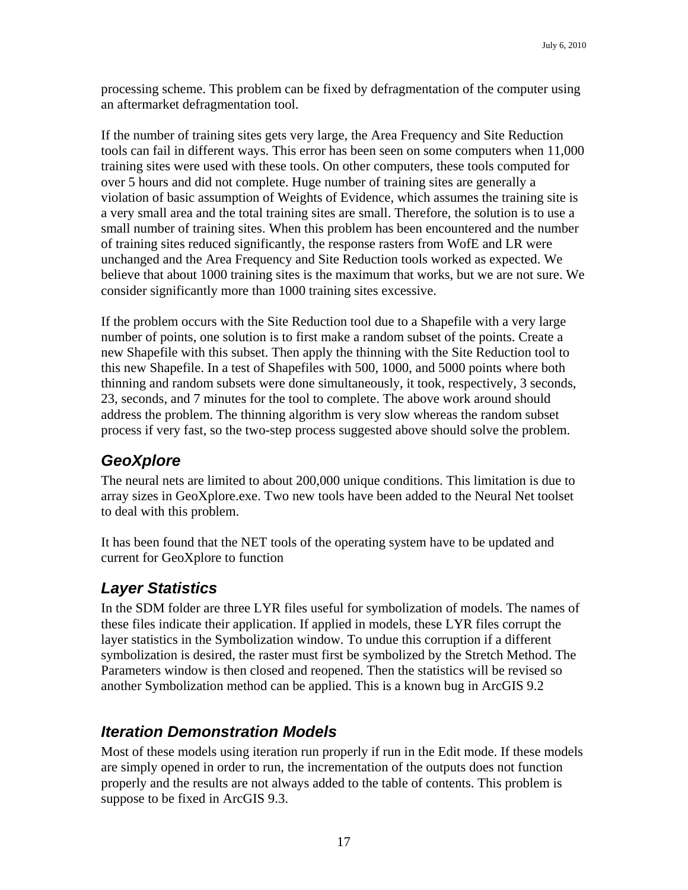processing scheme. This problem can be fixed by defragmentation of the computer using an aftermarket defragmentation tool.

If the number of training sites gets very large, the Area Frequency and Site Reduction tools can fail in different ways. This error has been seen on some computers when 11,000 training sites were used with these tools. On other computers, these tools computed for over 5 hours and did not complete. Huge number of training sites are generally a violation of basic assumption of Weights of Evidence, which assumes the training site is a very small area and the total training sites are small. Therefore, the solution is to use a small number of training sites. When this problem has been encountered and the number of training sites reduced significantly, the response rasters from WofE and LR were unchanged and the Area Frequency and Site Reduction tools worked as expected. We believe that about 1000 training sites is the maximum that works, but we are not sure. We consider significantly more than 1000 training sites excessive.

If the problem occurs with the Site Reduction tool due to a Shapefile with a very large number of points, one solution is to first make a random subset of the points. Create a new Shapefile with this subset. Then apply the thinning with the Site Reduction tool to this new Shapefile. In a test of Shapefiles with 500, 1000, and 5000 points where both thinning and random subsets were done simultaneously, it took, respectively, 3 seconds, 23, seconds, and 7 minutes for the tool to complete. The above work around should address the problem. The thinning algorithm is very slow whereas the random subset process if very fast, so the two-step process suggested above should solve the problem.

## *GeoXplore*

The neural nets are limited to about 200,000 unique conditions. This limitation is due to array sizes in GeoXplore.exe. Two new tools have been added to the Neural Net toolset to deal with this problem.

It has been found that the NET tools of the operating system have to be updated and current for GeoXplore to function

## *Layer Statistics*

In the SDM folder are three LYR files useful for symbolization of models. The names of these files indicate their application. If applied in models, these LYR files corrupt the layer statistics in the Symbolization window. To undue this corruption if a different symbolization is desired, the raster must first be symbolized by the Stretch Method. The Parameters window is then closed and reopened. Then the statistics will be revised so another Symbolization method can be applied. This is a known bug in ArcGIS 9.2

## *Iteration Demonstration Models*

Most of these models using iteration run properly if run in the Edit mode. If these models are simply opened in order to run, the incrementation of the outputs does not function properly and the results are not always added to the table of contents. This problem is suppose to be fixed in ArcGIS 9.3.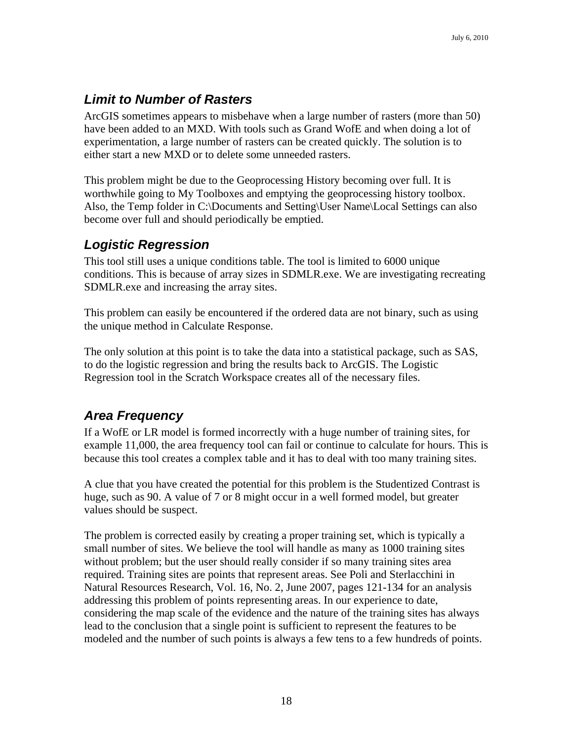## *Limit to Number of Rasters*

ArcGIS sometimes appears to misbehave when a large number of rasters (more than 50) have been added to an MXD. With tools such as Grand WofE and when doing a lot of experimentation, a large number of rasters can be created quickly. The solution is to either start a new MXD or to delete some unneeded rasters.

This problem might be due to the Geoprocessing History becoming over full. It is worthwhile going to My Toolboxes and emptying the geoprocessing history toolbox. Also, the Temp folder in C:\Documents and Setting\User Name\Local Settings can also become over full and should periodically be emptied.

## *Logistic Regression*

This tool still uses a unique conditions table. The tool is limited to 6000 unique conditions. This is because of array sizes in SDMLR.exe. We are investigating recreating SDMLR.exe and increasing the array sites.

This problem can easily be encountered if the ordered data are not binary, such as using the unique method in Calculate Response.

The only solution at this point is to take the data into a statistical package, such as SAS, to do the logistic regression and bring the results back to ArcGIS. The Logistic Regression tool in the Scratch Workspace creates all of the necessary files.

## *Area Frequency*

If a WofE or LR model is formed incorrectly with a huge number of training sites, for example 11,000, the area frequency tool can fail or continue to calculate for hours. This is because this tool creates a complex table and it has to deal with too many training sites.

A clue that you have created the potential for this problem is the Studentized Contrast is huge, such as 90. A value of 7 or 8 might occur in a well formed model, but greater values should be suspect.

The problem is corrected easily by creating a proper training set, which is typically a small number of sites. We believe the tool will handle as many as 1000 training sites without problem; but the user should really consider if so many training sites area required. Training sites are points that represent areas. See Poli and Sterlacchini in Natural Resources Research, Vol. 16, No. 2, June 2007, pages 121-134 for an analysis addressing this problem of points representing areas. In our experience to date, considering the map scale of the evidence and the nature of the training sites has always lead to the conclusion that a single point is sufficient to represent the features to be modeled and the number of such points is always a few tens to a few hundreds of points.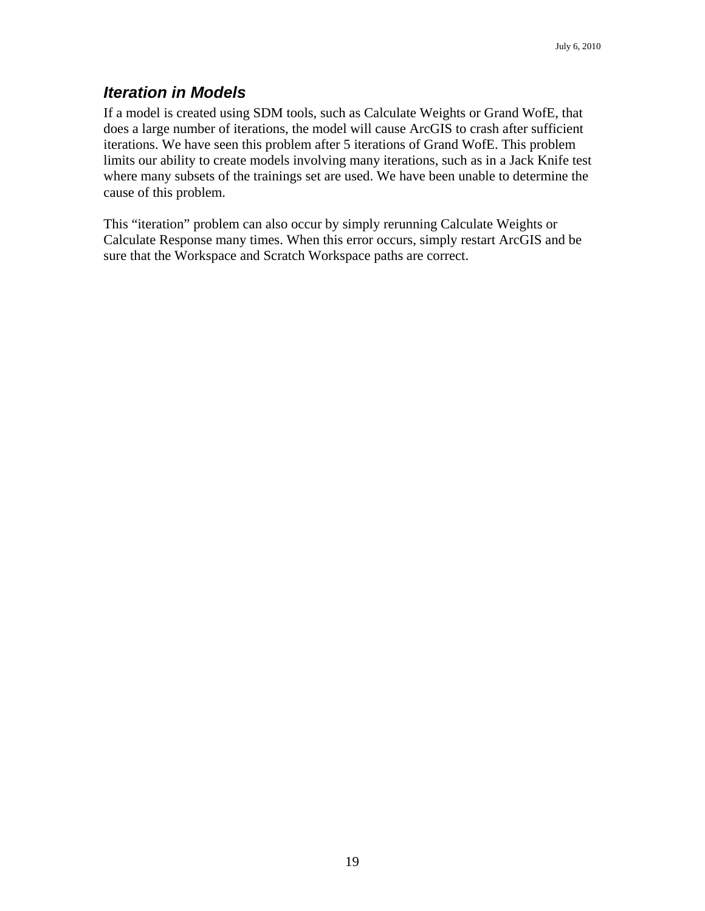### *Iteration in Models*

If a model is created using SDM tools, such as Calculate Weights or Grand WofE, that does a large number of iterations, the model will cause ArcGIS to crash after sufficient iterations. We have seen this problem after 5 iterations of Grand WofE. This problem limits our ability to create models involving many iterations, such as in a Jack Knife test where many subsets of the trainings set are used. We have been unable to determine the cause of this problem.

This “iteration” problem can also occur by simply rerunning Calculate Weights or Calculate Response many times. When this error occurs, simply restart ArcGIS and be sure that the Workspace and Scratch Workspace paths are correct.